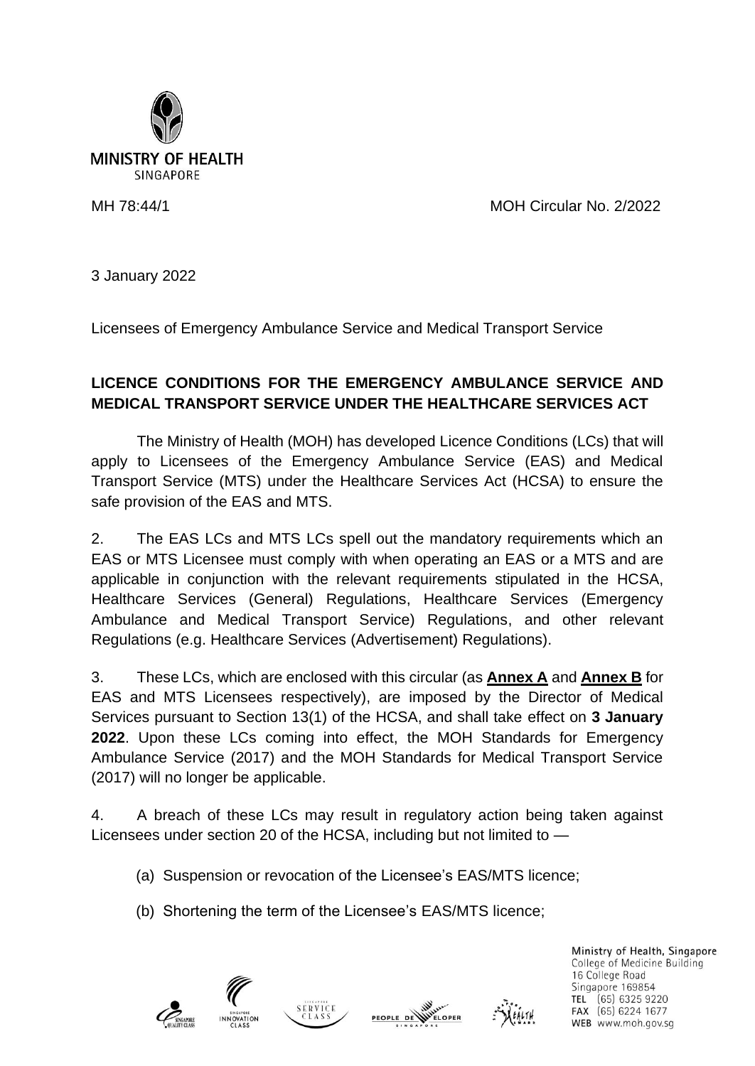MINISTRY OF HEALTH
SINGAPORE

MH 78:44/1 MOH Circular No. 2/2022

3 January 2022

Licensees of Emergency Ambulance Service and Medical Transport Service

**LICENCE CONDITIONS FOR THE EMERGENCY AMBULANCE SERVICE AND MEDICAL TRANSPORT SERVICE UNDER THE HEALTHCARE SERVICES ACT**

The Ministry of Health (MOH) has developed Licence Conditions (LCs) that will apply to Licensees of the Emergency Ambulance Service (EAS) and Medical Transport Service (MTS) under the Healthcare Services Act (HCSA) to ensure the safe provision of the EAS and MTS.

2. The EAS LCs and MTS LCs spell out the mandatory requirements which an EAS or MTS Licensee must comply with when operating an EAS or a MTS and are applicable in conjunction with the relevant requirements stipulated in the HCSA, Healthcare Services (General) Regulations, Healthcare Services (Emergency Ambulance and Medical Transport Service) Regulations, and other relevant Regulations (e.g. Healthcare Services (Advertisement) Regulations).

3. These LCs, which are enclosed with this circular (as **Annex A** and **Annex B** for EAS and MTS Licensees respectively), are imposed by the Director of Medical Services pursuant to Section 13(1) of the HCSA, and shall take effect on **3 January 2022**. Upon these LCs coming into effect, the MOH Standards for Emergency Ambulance Service (2017) and the MOH Standards for Medical Transport Service (2017) will no longer be applicable.

4. A breach of these LCs may result in regulatory action being taken against Licensees under section 20 of the HCSA, including but not limited to —

(a) Suspension or revocation of the Licensee's EAS/MTS licence;

(b) Shortening the term of the Licensee's EAS/MTS licence;

Ministry of Health, Singapore
College of Medicine Building
16 College Road
Singapore 169854
TEL (65) 6325 9220
FAX (65) 6224 1677
WEB www.moh.gov.sg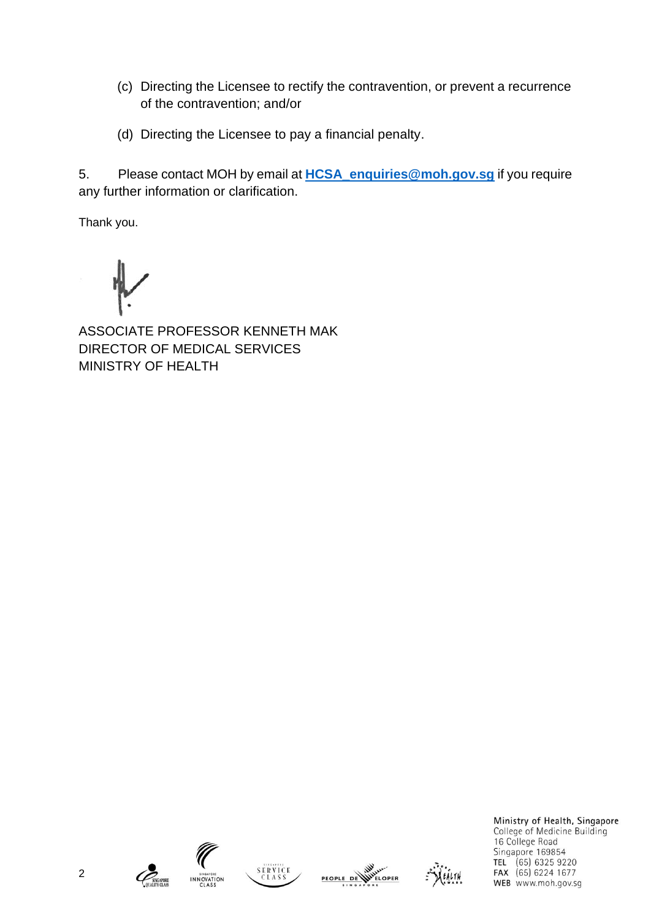(c) Directing the Licensee to rectify the contravention, or prevent a recurrence of the contravention; and/or

(d) Directing the Licensee to pay a financial penalty.

5. Please contact MOH by email at **HCSA_enquiries@moh.gov.sg** if you require any further information or clarification.

Thank you.

ASSOCIATE PROFESSOR KENNETH MAK
DIRECTOR OF MEDICAL SERVICES
MINISTRY OF HEALTH

Ministry of Health, Singapore
College of Medicine Building
16 College Road
Singapore 169854
TEL (65) 6325 9220
FAX (65) 6224 1677
WEB www.moh.gov.sg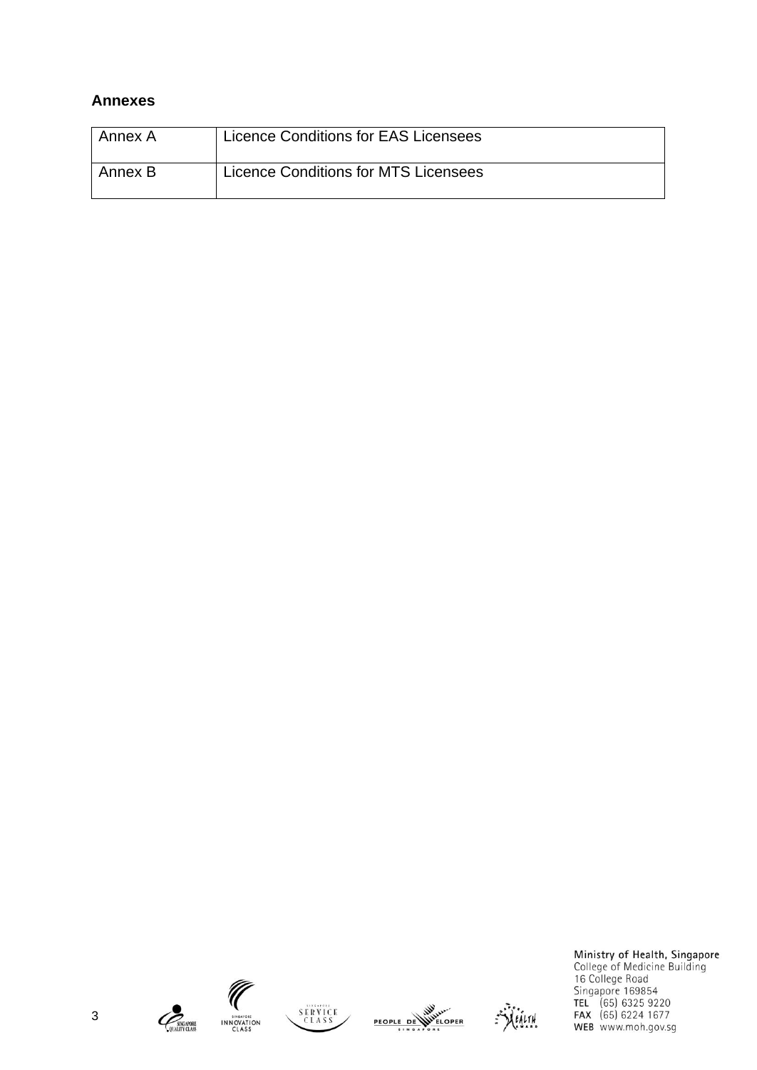**Annexes**

| | |
|---|---|
| Annex A | Licence Conditions for EAS Licensees |
| Annex B | Licence Conditions for MTS Licensees |

Ministry of Health, Singapore
College of Medicine Building
16 College Road
Singapore 169854
TEL (65) 6325 9220
FAX (65) 6224 1677
WEB www.moh.gov.sg